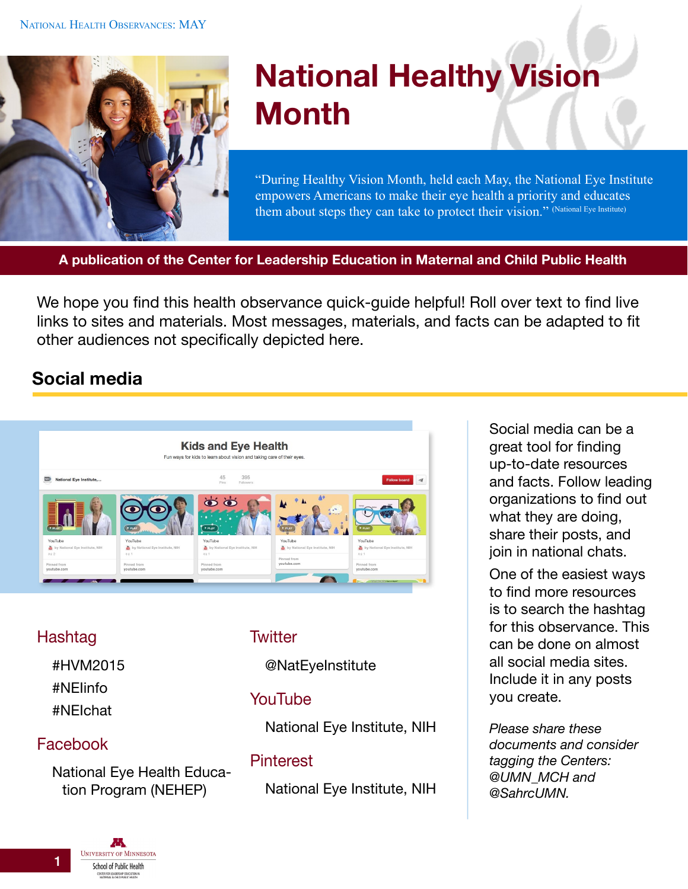# National Healthy Vision Month

"During Healthy Vision Month, held each May, the National Eye Institute empowers Americans to make their eye health a priority and educates them about steps they can take to protect their vision." (National Eye Institute)

**A publication of the Center for Leadership Education in Maternal and Child Public Health**

We hope you find this health observance quick-guide helpful! Roll over text to find live links to sites and materials. Most messages, materials, and facts can be adapted to fit other audiences not specifically depicted here.

## Social media

### Hashtag

#HVM2015
#NEIinfo
#NEIchat

### Facebook

National Eye Health Education Program (NEHEP)

### Twitter

@NatEyeInstitute

### YouTube

National Eye Institute, NIH

### Pinterest

National Eye Institute, NIH

Social media can be a great tool for finding up-to-date resources and facts. Follow leading organizations to find out what they are doing, share their posts, and join in national chats.

One of the easiest ways to find more resources is to search the hashtag for this observance. This can be done on almost all social media sites. Include it in any posts you create.

*Please share these documents and consider tagging the Centers: @UMN_MCH and @SahrcUMN.*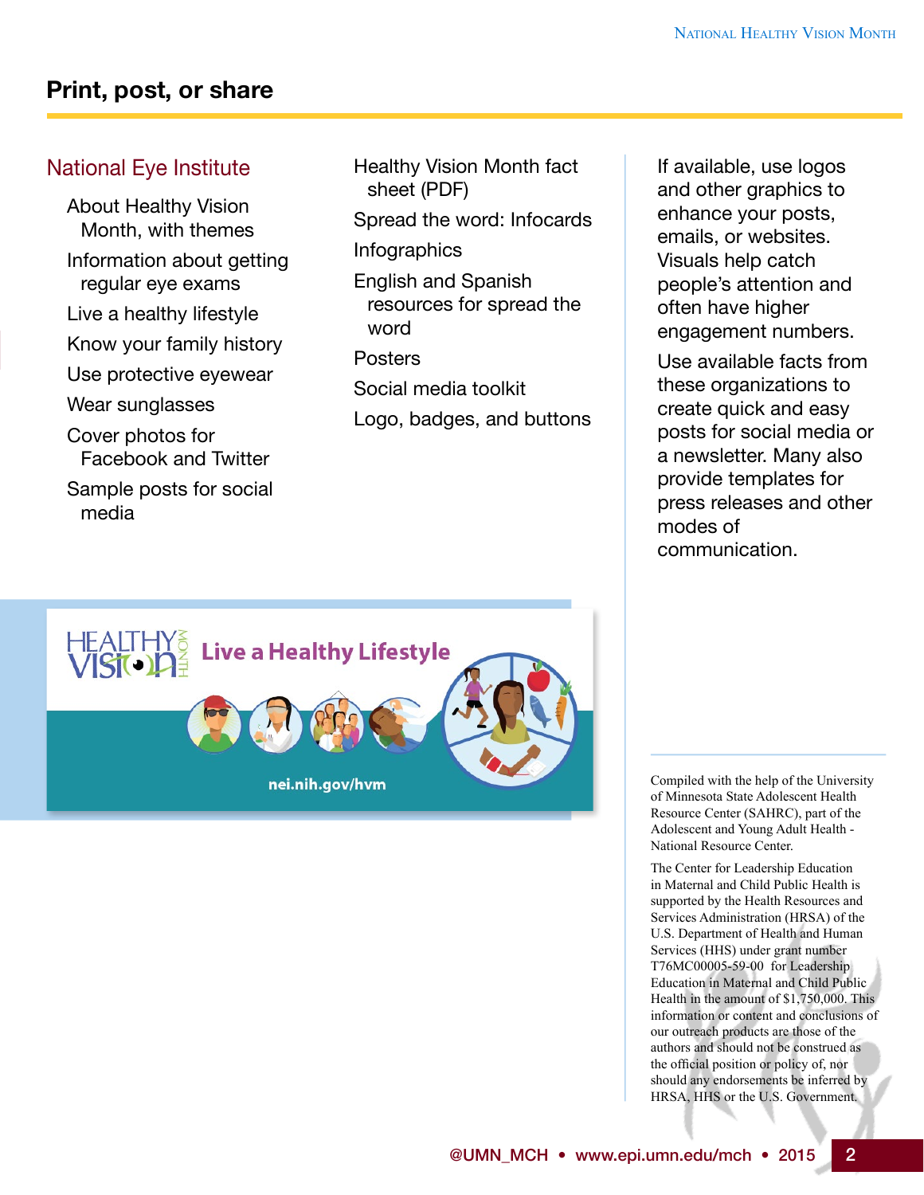## Print, post, or share

### National Eye Institute

- About Healthy Vision Month, with themes
- Information about getting regular eye exams
- Live a healthy lifestyle
- Know your family history
- Use protective eyewear
- Wear sunglasses
- Cover photos for Facebook and Twitter
- Sample posts for social media
- Healthy Vision Month fact sheet (PDF)
- Spread the word: Infocards
- Infographics
- English and Spanish resources for spread the word
- Posters
- Social media toolkit
- Logo, badges, and buttons

If available, use logos and other graphics to enhance your posts, emails, or websites. Visuals help catch people's attention and often have higher engagement numbers.

Use available facts from these organizations to create quick and easy posts for social media or a newsletter. Many also provide templates for press releases and other modes of communication.

Compiled with the help of the University of Minnesota State Adolescent Health Resource Center (SAHRC), part of the Adolescent and Young Adult Health - National Resource Center.

The Center for Leadership Education in Maternal and Child Public Health is supported by the Health Resources and Services Administration (HRSA) of the U.S. Department of Health and Human Services (HHS) under grant number T76MC00005-59-00 for Leadership Education in Maternal and Child Public Health in the amount of $1,750,000. This information or content and conclusions of our outreach products are those of the authors and should not be construed as the official position or policy of, nor should any endorsements be inferred by HRSA, HHS or the U.S. Government.